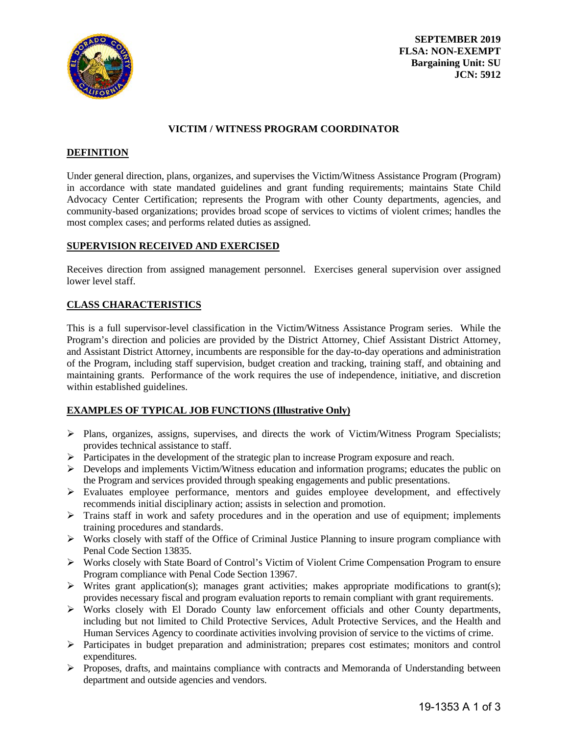**SEPTEMBER 2019**
**FLSA: NON-EXEMPT**
**Bargaining Unit: SU**
**JCN: 5912**

# VICTIM / WITNESS PROGRAM COORDINATOR

## DEFINITION

Under general direction, plans, organizes, and supervises the Victim/Witness Assistance Program (Program) in accordance with state mandated guidelines and grant funding requirements; maintains State Child Advocacy Center Certification; represents the Program with other County departments, agencies, and community-based organizations; provides broad scope of services to victims of violent crimes; handles the most complex cases; and performs related duties as assigned.

## SUPERVISION RECEIVED AND EXERCISED

Receives direction from assigned management personnel. Exercises general supervision over assigned lower level staff.

## CLASS CHARACTERISTICS

This is a full supervisor-level classification in the Victim/Witness Assistance Program series. While the Program's direction and policies are provided by the District Attorney, Chief Assistant District Attorney, and Assistant District Attorney, incumbents are responsible for the day-to-day operations and administration of the Program, including staff supervision, budget creation and tracking, training staff, and obtaining and maintaining grants. Performance of the work requires the use of independence, initiative, and discretion within established guidelines.

## EXAMPLES OF TYPICAL JOB FUNCTIONS (Illustrative Only)

- Plans, organizes, assigns, supervises, and directs the work of Victim/Witness Program Specialists; provides technical assistance to staff.
- Participates in the development of the strategic plan to increase Program exposure and reach.
- Develops and implements Victim/Witness education and information programs; educates the public on the Program and services provided through speaking engagements and public presentations.
- Evaluates employee performance, mentors and guides employee development, and effectively recommends initial disciplinary action; assists in selection and promotion.
- Trains staff in work and safety procedures and in the operation and use of equipment; implements training procedures and standards.
- Works closely with staff of the Office of Criminal Justice Planning to insure program compliance with Penal Code Section 13835.
- Works closely with State Board of Control's Victim of Violent Crime Compensation Program to ensure Program compliance with Penal Code Section 13967.
- Writes grant application(s); manages grant activities; makes appropriate modifications to grant(s); provides necessary fiscal and program evaluation reports to remain compliant with grant requirements.
- Works closely with El Dorado County law enforcement officials and other County departments, including but not limited to Child Protective Services, Adult Protective Services, and the Health and Human Services Agency to coordinate activities involving provision of service to the victims of crime.
- Participates in budget preparation and administration; prepares cost estimates; monitors and control expenditures.
- Proposes, drafts, and maintains compliance with contracts and Memoranda of Understanding between department and outside agencies and vendors.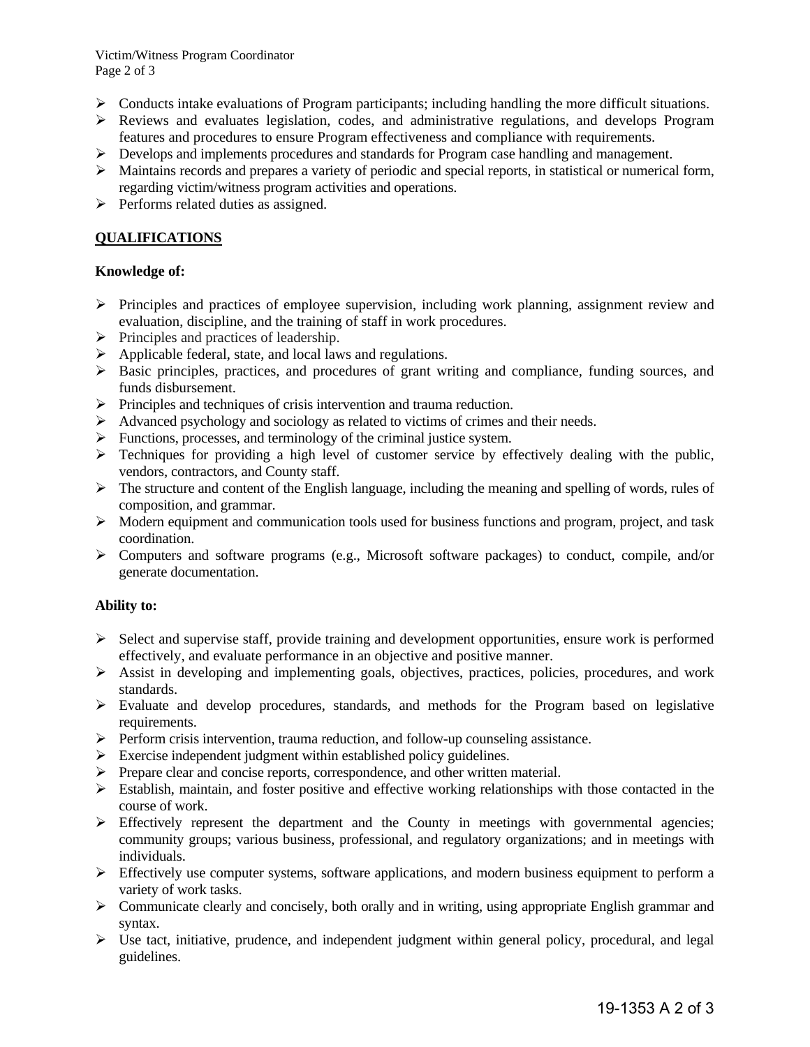- Conducts intake evaluations of Program participants; including handling the more difficult situations.
- Reviews and evaluates legislation, codes, and administrative regulations, and develops Program features and procedures to ensure Program effectiveness and compliance with requirements.
- Develops and implements procedures and standards for Program case handling and management.
- Maintains records and prepares a variety of periodic and special reports, in statistical or numerical form, regarding victim/witness program activities and operations.
- Performs related duties as assigned.

## QUALIFICATIONS

**Knowledge of:**

- Principles and practices of employee supervision, including work planning, assignment review and evaluation, discipline, and the training of staff in work procedures.
- Principles and practices of leadership.
- Applicable federal, state, and local laws and regulations.
- Basic principles, practices, and procedures of grant writing and compliance, funding sources, and funds disbursement.
- Principles and techniques of crisis intervention and trauma reduction.
- Advanced psychology and sociology as related to victims of crimes and their needs.
- Functions, processes, and terminology of the criminal justice system.
- Techniques for providing a high level of customer service by effectively dealing with the public, vendors, contractors, and County staff.
- The structure and content of the English language, including the meaning and spelling of words, rules of composition, and grammar.
- Modern equipment and communication tools used for business functions and program, project, and task coordination.
- Computers and software programs (e.g., Microsoft software packages) to conduct, compile, and/or generate documentation.

**Ability to:**

- Select and supervise staff, provide training and development opportunities, ensure work is performed effectively, and evaluate performance in an objective and positive manner.
- Assist in developing and implementing goals, objectives, practices, policies, procedures, and work standards.
- Evaluate and develop procedures, standards, and methods for the Program based on legislative requirements.
- Perform crisis intervention, trauma reduction, and follow-up counseling assistance.
- Exercise independent judgment within established policy guidelines.
- Prepare clear and concise reports, correspondence, and other written material.
- Establish, maintain, and foster positive and effective working relationships with those contacted in the course of work.
- Effectively represent the department and the County in meetings with governmental agencies; community groups; various business, professional, and regulatory organizations; and in meetings with individuals.
- Effectively use computer systems, software applications, and modern business equipment to perform a variety of work tasks.
- Communicate clearly and concisely, both orally and in writing, using appropriate English grammar and syntax.
- Use tact, initiative, prudence, and independent judgment within general policy, procedural, and legal guidelines.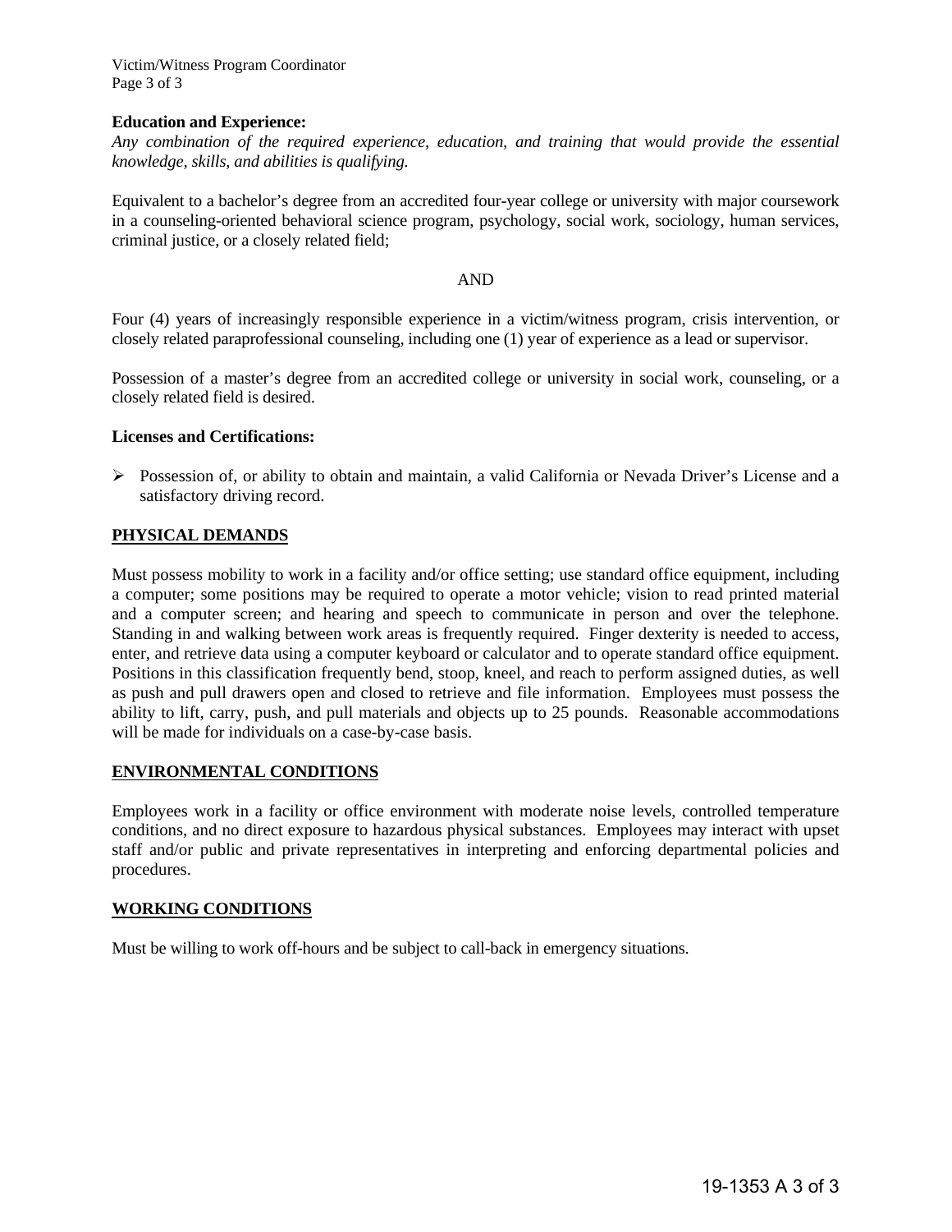**Education and Experience:**

*Any combination of the required experience, education, and training that would provide the essential knowledge, skills, and abilities is qualifying.*

Equivalent to a bachelor's degree from an accredited four-year college or university with major coursework in a counseling-oriented behavioral science program, psychology, social work, sociology, human services, criminal justice, or a closely related field;

AND

Four (4) years of increasingly responsible experience in a victim/witness program, crisis intervention, or closely related paraprofessional counseling, including one (1) year of experience as a lead or supervisor.

Possession of a master's degree from an accredited college or university in social work, counseling, or a closely related field is desired.

**Licenses and Certifications:**

- Possession of, or ability to obtain and maintain, a valid California or Nevada Driver's License and a satisfactory driving record.

## PHYSICAL DEMANDS

Must possess mobility to work in a facility and/or office setting; use standard office equipment, including a computer; some positions may be required to operate a motor vehicle; vision to read printed material and a computer screen; and hearing and speech to communicate in person and over the telephone. Standing in and walking between work areas is frequently required. Finger dexterity is needed to access, enter, and retrieve data using a computer keyboard or calculator and to operate standard office equipment. Positions in this classification frequently bend, stoop, kneel, and reach to perform assigned duties, as well as push and pull drawers open and closed to retrieve and file information. Employees must possess the ability to lift, carry, push, and pull materials and objects up to 25 pounds. Reasonable accommodations will be made for individuals on a case-by-case basis.

## ENVIRONMENTAL CONDITIONS

Employees work in a facility or office environment with moderate noise levels, controlled temperature conditions, and no direct exposure to hazardous physical substances. Employees may interact with upset staff and/or public and private representatives in interpreting and enforcing departmental policies and procedures.

## WORKING CONDITIONS

Must be willing to work off-hours and be subject to call-back in emergency situations.